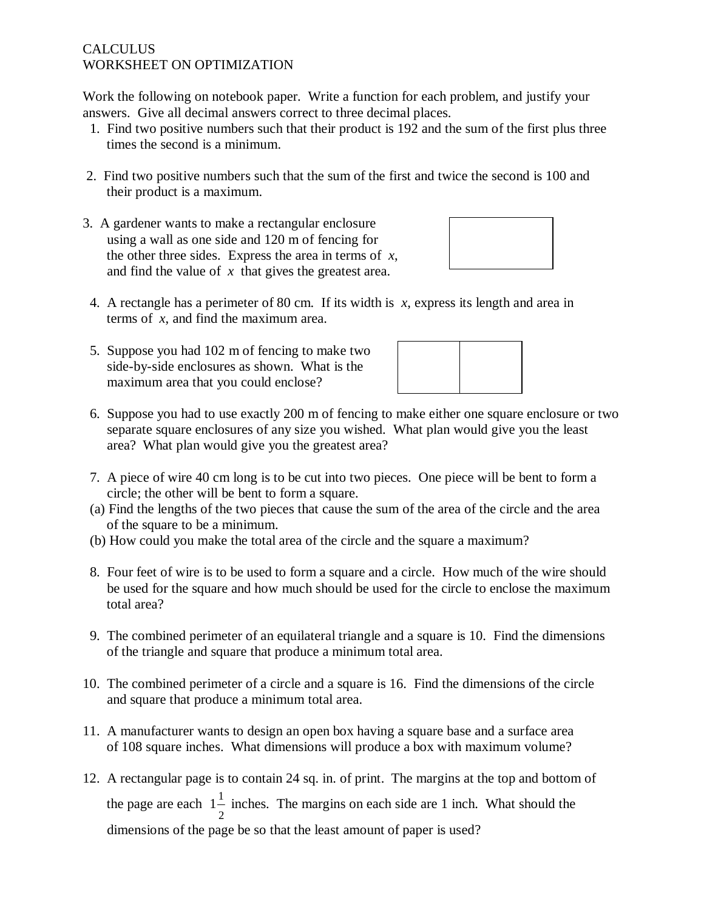CALCULUS
WORKSHEET ON OPTIMIZATION

Work the following on notebook paper. Write a function for each problem, and justify your answers. Give all decimal answers correct to three decimal places.

1. Find two positive numbers such that their product is 192 and the sum of the first plus three times the second is a minimum.

2. Find two positive numbers such that the sum of the first and twice the second is 100 and their product is a maximum.

3. A gardener wants to make a rectangular enclosure using a wall as one side and 120 m of fencing for the other three sides. Express the area in terms of $x$, and find the value of $x$ that gives the greatest area.

4. A rectangle has a perimeter of 80 cm. If its width is $x$, express its length and area in terms of $x$, and find the maximum area.

5. Suppose you had 102 m of fencing to make two side-by-side enclosures as shown. What is the maximum area that you could enclose?

6. Suppose you had to use exactly 200 m of fencing to make either one square enclosure or two separate square enclosures of any size you wished. What plan would give you the least area? What plan would give you the greatest area?

7. A piece of wire 40 cm long is to be cut into two pieces. One piece will be bent to form a circle; the other will be bent to form a square.
   (a) Find the lengths of the two pieces that cause the sum of the area of the circle and the area of the square to be a minimum.
   (b) How could you make the total area of the circle and the square a maximum?

8. Four feet of wire is to be used to form a square and a circle. How much of the wire should be used for the square and how much should be used for the circle to enclose the maximum total area?

9. The combined perimeter of an equilateral triangle and a square is 10. Find the dimensions of the triangle and square that produce a minimum total area.

10. The combined perimeter of a circle and a square is 16. Find the dimensions of the circle and square that produce a minimum total area.

11. A manufacturer wants to design an open box having a square base and a surface area of 108 square inches. What dimensions will produce a box with maximum volume?

12. A rectangular page is to contain 24 sq. in. of print. The margins at the top and bottom of the page are each $1\frac{1}{2}$ inches. The margins on each side are 1 inch. What should the dimensions of the page be so that the least amount of paper is used?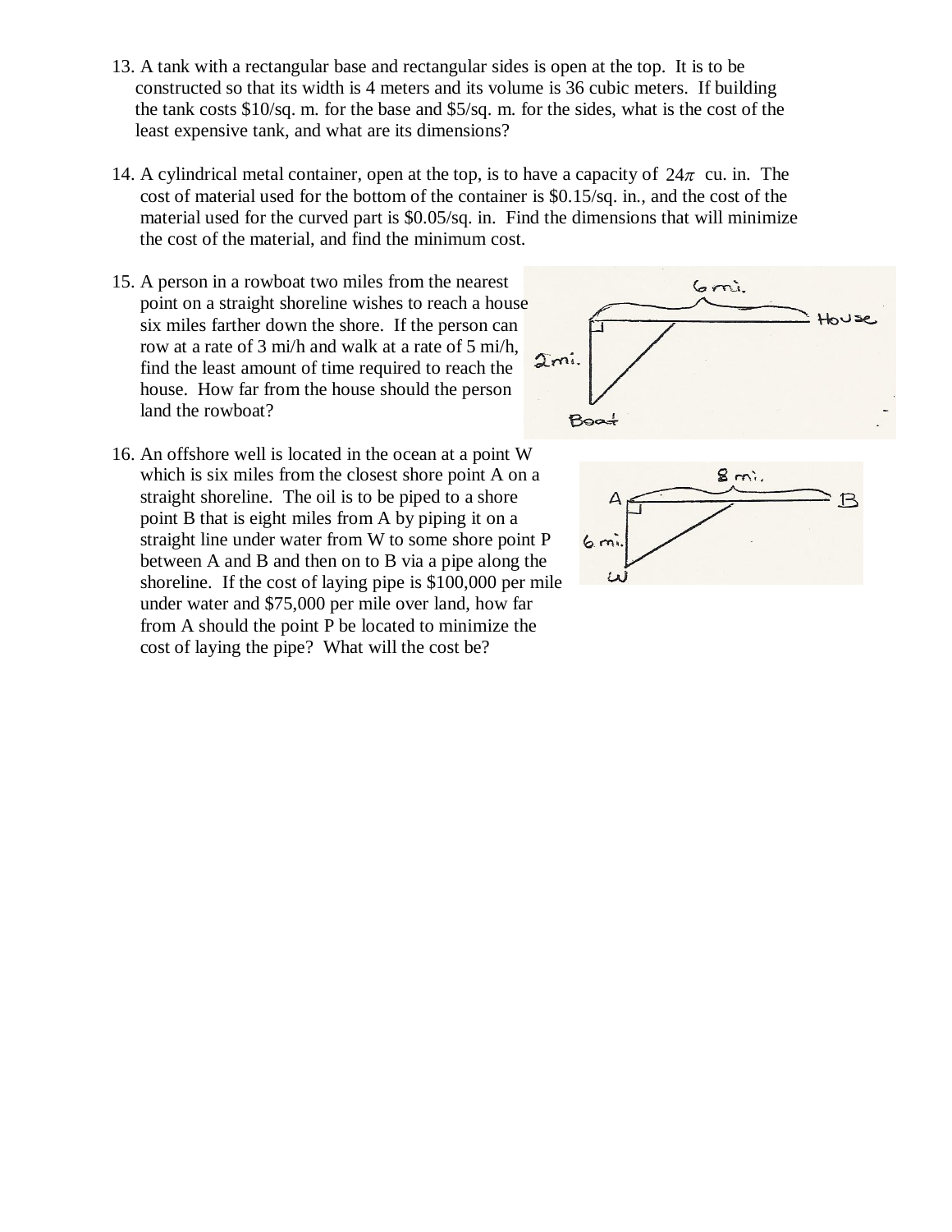13. A tank with a rectangular base and rectangular sides is open at the top. It is to be constructed so that its width is 4 meters and its volume is 36 cubic meters. If building the tank costs $10/sq. m. for the base and $5/sq. m. for the sides, what is the cost of the least expensive tank, and what are its dimensions?

14. A cylindrical metal container, open at the top, is to have a capacity of $24\pi$ cu. in. The cost of material used for the bottom of the container is $0.15/sq. in., and the cost of the material used for the curved part is $0.05/sq. in. Find the dimensions that will minimize the cost of the material, and find the minimum cost.

15. A person in a rowboat two miles from the nearest point on a straight shoreline wishes to reach a house six miles farther down the shore. If the person can row at a rate of 3 mi/h and walk at a rate of 5 mi/h, find the least amount of time required to reach the house. How far from the house should the person land the rowboat?

16. An offshore well is located in the ocean at a point W which is six miles from the closest shore point A on a straight shoreline. The oil is to be piped to a shore point B that is eight miles from A by piping it on a straight line under water from W to some shore point P between A and B and then on to B via a pipe along the shoreline. If the cost of laying pipe is $100,000 per mile under water and $75,000 per mile over land, how far from A should the point P be located to minimize the cost of laying the pipe? What will the cost be?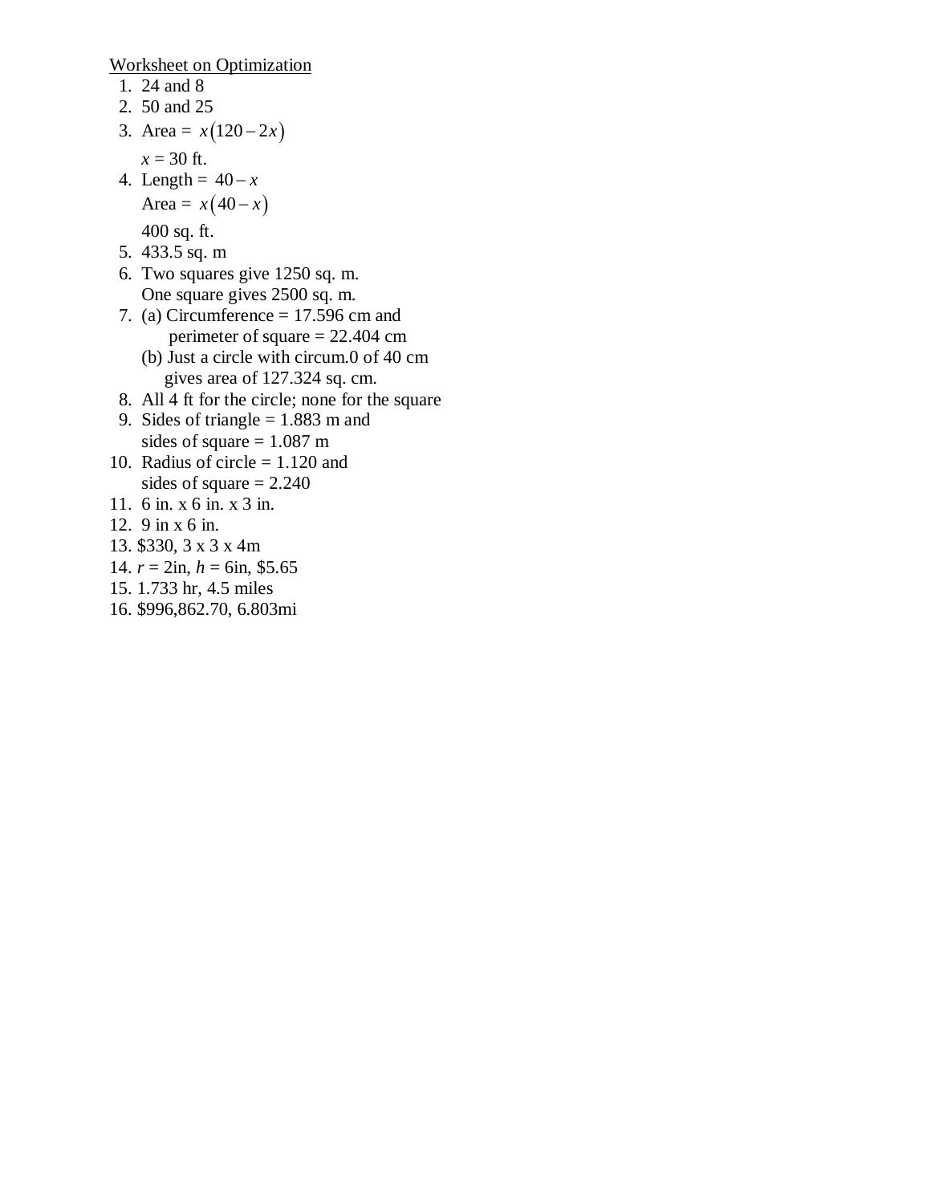Worksheet on Optimization

1. 24 and 8
2. 50 and 25
3. Area = $x(120-2x)$

   $x$ = 30 ft.
4. Length = $40-x$

   Area = $x(40-x)$

   400 sq. ft.
5. 433.5 sq. m
6. Two squares give 1250 sq. m.

   One square gives 2500 sq. m.
7. (a) Circumference = 17.596 cm and perimeter of square = 22.404 cm

   (b) Just a circle with circum.0 of 40 cm gives area of 127.324 sq. cm.
8. All 4 ft for the circle; none for the square
9. Sides of triangle = 1.883 m and sides of square = 1.087 m
10. Radius of circle = 1.120 and sides of square = 2.240
11. 6 in. x 6 in. x 3 in.
12. 9 in x 6 in.
13. $330, 3 x 3 x 4m
14. $r$ = 2in, $h$ = 6in, $5.65
15. 1.733 hr, 4.5 miles
16. $996,862.70, 6.803mi